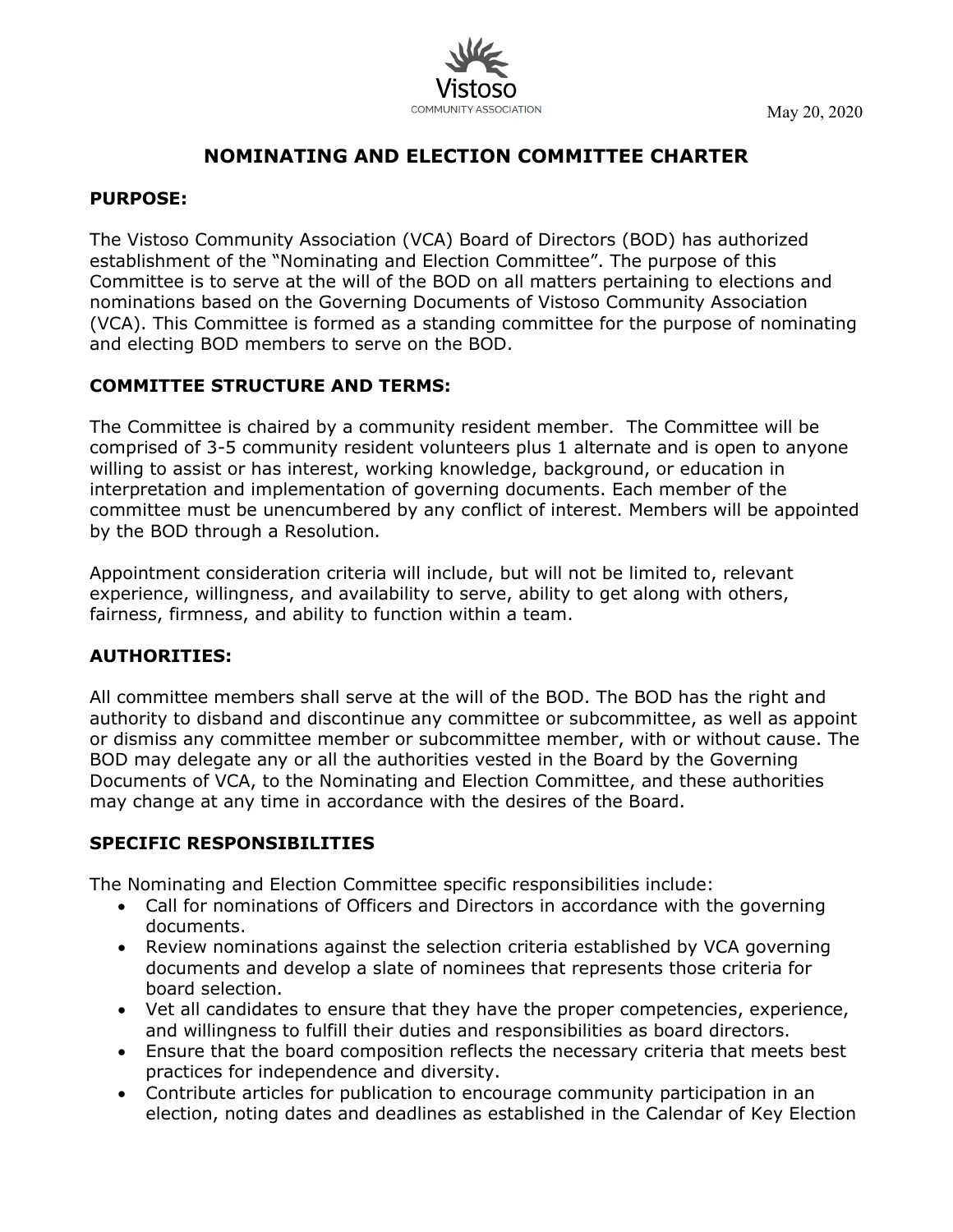Vistoso
COMMUNITY ASSOCIATION

May 20, 2020

# NOMINATING AND ELECTION COMMITTEE CHARTER

## PURPOSE:

The Vistoso Community Association (VCA) Board of Directors (BOD) has authorized establishment of the "Nominating and Election Committee". The purpose of this Committee is to serve at the will of the BOD on all matters pertaining to elections and nominations based on the Governing Documents of Vistoso Community Association (VCA). This Committee is formed as a standing committee for the purpose of nominating and electing BOD members to serve on the BOD.

## COMMITTEE STRUCTURE AND TERMS:

The Committee is chaired by a community resident member. The Committee will be comprised of 3-5 community resident volunteers plus 1 alternate and is open to anyone willing to assist or has interest, working knowledge, background, or education in interpretation and implementation of governing documents. Each member of the committee must be unencumbered by any conflict of interest. Members will be appointed by the BOD through a Resolution.

Appointment consideration criteria will include, but will not be limited to, relevant experience, willingness, and availability to serve, ability to get along with others, fairness, firmness, and ability to function within a team.

## AUTHORITIES:

All committee members shall serve at the will of the BOD. The BOD has the right and authority to disband and discontinue any committee or subcommittee, as well as appoint or dismiss any committee member or subcommittee member, with or without cause. The BOD may delegate any or all the authorities vested in the Board by the Governing Documents of VCA, to the Nominating and Election Committee, and these authorities may change at any time in accordance with the desires of the Board.

## SPECIFIC RESPONSIBILITIES

The Nominating and Election Committee specific responsibilities include:

- Call for nominations of Officers and Directors in accordance with the governing documents.
- Review nominations against the selection criteria established by VCA governing documents and develop a slate of nominees that represents those criteria for board selection.
- Vet all candidates to ensure that they have the proper competencies, experience, and willingness to fulfill their duties and responsibilities as board directors.
- Ensure that the board composition reflects the necessary criteria that meets best practices for independence and diversity.
- Contribute articles for publication to encourage community participation in an election, noting dates and deadlines as established in the Calendar of Key Election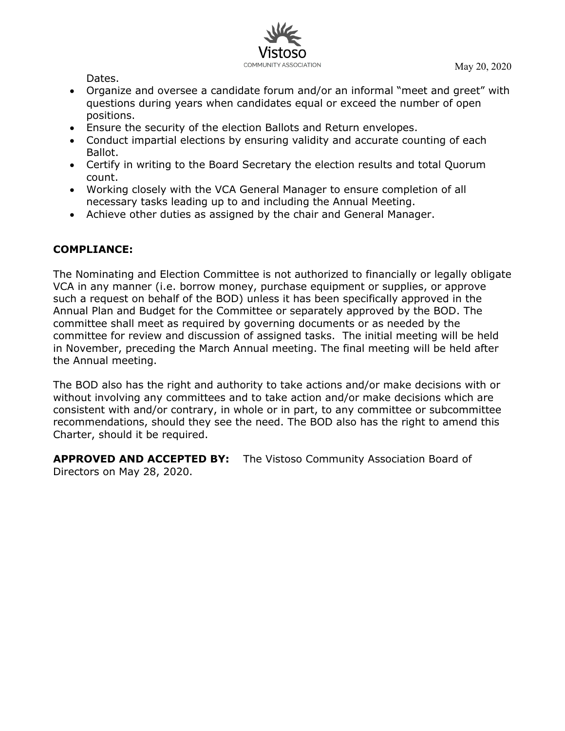Dates.

- Organize and oversee a candidate forum and/or an informal "meet and greet" with questions during years when candidates equal or exceed the number of open positions.
- Ensure the security of the election Ballots and Return envelopes.
- Conduct impartial elections by ensuring validity and accurate counting of each Ballot.
- Certify in writing to the Board Secretary the election results and total Quorum count.
- Working closely with the VCA General Manager to ensure completion of all necessary tasks leading up to and including the Annual Meeting.
- Achieve other duties as assigned by the chair and General Manager.

**COMPLIANCE:**

The Nominating and Election Committee is not authorized to financially or legally obligate VCA in any manner (i.e. borrow money, purchase equipment or supplies, or approve such a request on behalf of the BOD) unless it has been specifically approved in the Annual Plan and Budget for the Committee or separately approved by the BOD. The committee shall meet as required by governing documents or as needed by the committee for review and discussion of assigned tasks. The initial meeting will be held in November, preceding the March Annual meeting. The final meeting will be held after the Annual meeting.

The BOD also has the right and authority to take actions and/or make decisions with or without involving any committees and to take action and/or make decisions which are consistent with and/or contrary, in whole or in part, to any committee or subcommittee recommendations, should they see the need. The BOD also has the right to amend this Charter, should it be required.

**APPROVED AND ACCEPTED BY:** The Vistoso Community Association Board of Directors on May 28, 2020.